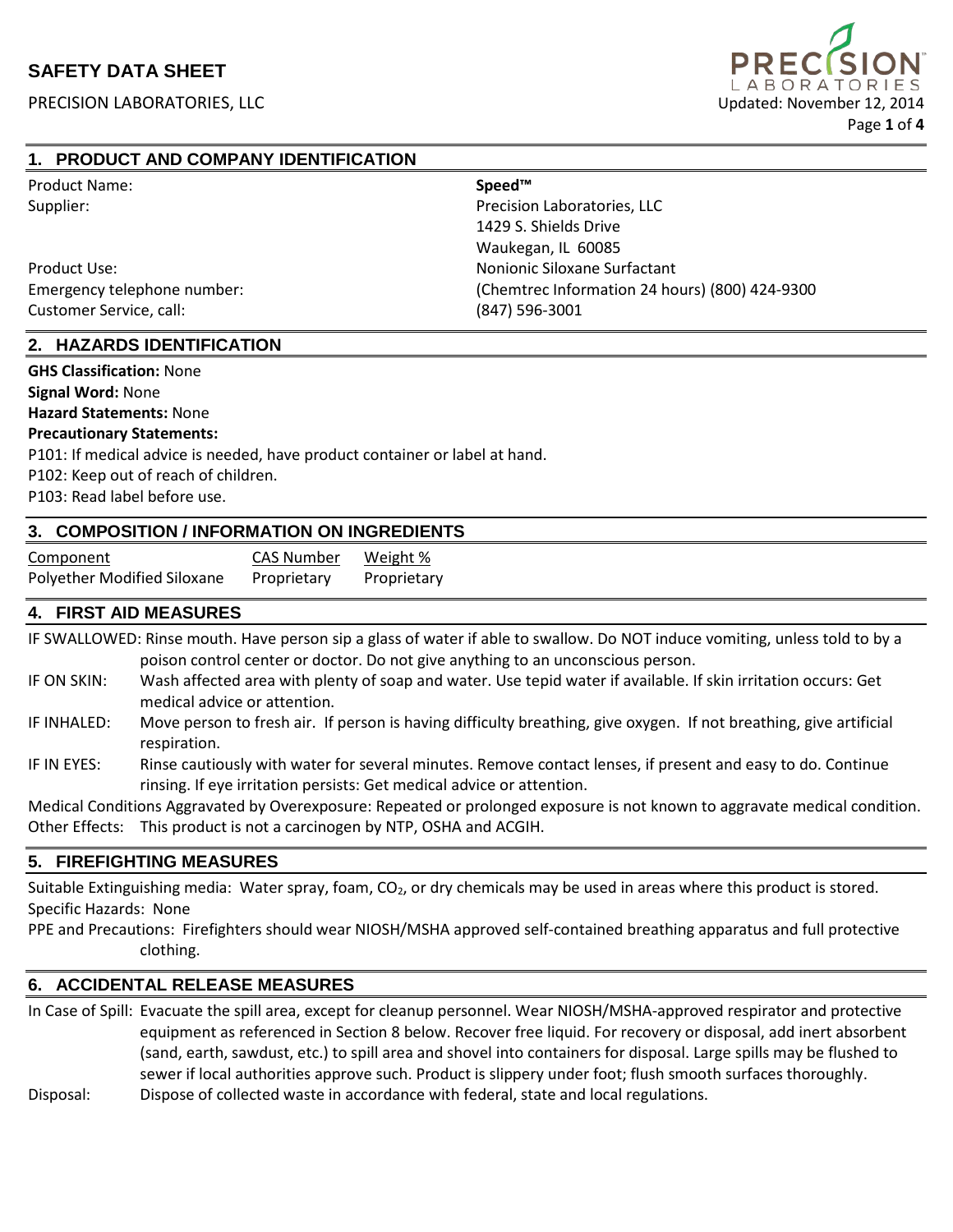# SAFETY DATA SHEET

PRECISION LABORATORIES, LLC

Updated: November 12, 2014

## 1. PRODUCT AND COMPANY IDENTIFICATION

| | |
|---|---|
| Product Name: | **Speed™** |
| Supplier: | Precision Laboratories, LLC<br>1429 S. Shields Drive<br>Waukegan, IL 60085 |
| Product Use: | Nonionic Siloxane Surfactant |
| Emergency telephone number: | (Chemtrec Information 24 hours) (800) 424-9300 |
| Customer Service, call: | (847) 596-3001 |

## 2. HAZARDS IDENTIFICATION

**GHS Classification:** None

**Signal Word:** None

**Hazard Statements:** None

**Precautionary Statements:**

P101: If medical advice is needed, have product container or label at hand.

P102: Keep out of reach of children.

P103: Read label before use.

## 3. COMPOSITION / INFORMATION ON INGREDIENTS

| Component | CAS Number | Weight % |
|---|---|---|
| Polyether Modified Siloxane | Proprietary | Proprietary |

## 4. FIRST AID MEASURES

IF SWALLOWED: Rinse mouth. Have person sip a glass of water if able to swallow. Do NOT induce vomiting, unless told to by a poison control center or doctor. Do not give anything to an unconscious person.

IF ON SKIN: Wash affected area with plenty of soap and water. Use tepid water if available. If skin irritation occurs: Get medical advice or attention.

IF INHALED: Move person to fresh air. If person is having difficulty breathing, give oxygen. If not breathing, give artificial respiration.

IF IN EYES: Rinse cautiously with water for several minutes. Remove contact lenses, if present and easy to do. Continue rinsing. If eye irritation persists: Get medical advice or attention.

Medical Conditions Aggravated by Overexposure: Repeated or prolonged exposure is not known to aggravate medical condition.

Other Effects: This product is not a carcinogen by NTP, OSHA and ACGIH.

## 5. FIREFIGHTING MEASURES

Suitable Extinguishing media: Water spray, foam, $CO_2$, or dry chemicals may be used in areas where this product is stored.

Specific Hazards: None

PPE and Precautions: Firefighters should wear NIOSH/MSHA approved self-contained breathing apparatus and full protective clothing.

## 6. ACCIDENTAL RELEASE MEASURES

In Case of Spill: Evacuate the spill area, except for cleanup personnel. Wear NIOSH/MSHA-approved respirator and protective equipment as referenced in Section 8 below. Recover free liquid. For recovery or disposal, add inert absorbent (sand, earth, sawdust, etc.) to spill area and shovel into containers for disposal. Large spills may be flushed to sewer if local authorities approve such. Product is slippery under foot; flush smooth surfaces thoroughly.

Disposal: Dispose of collected waste in accordance with federal, state and local regulations.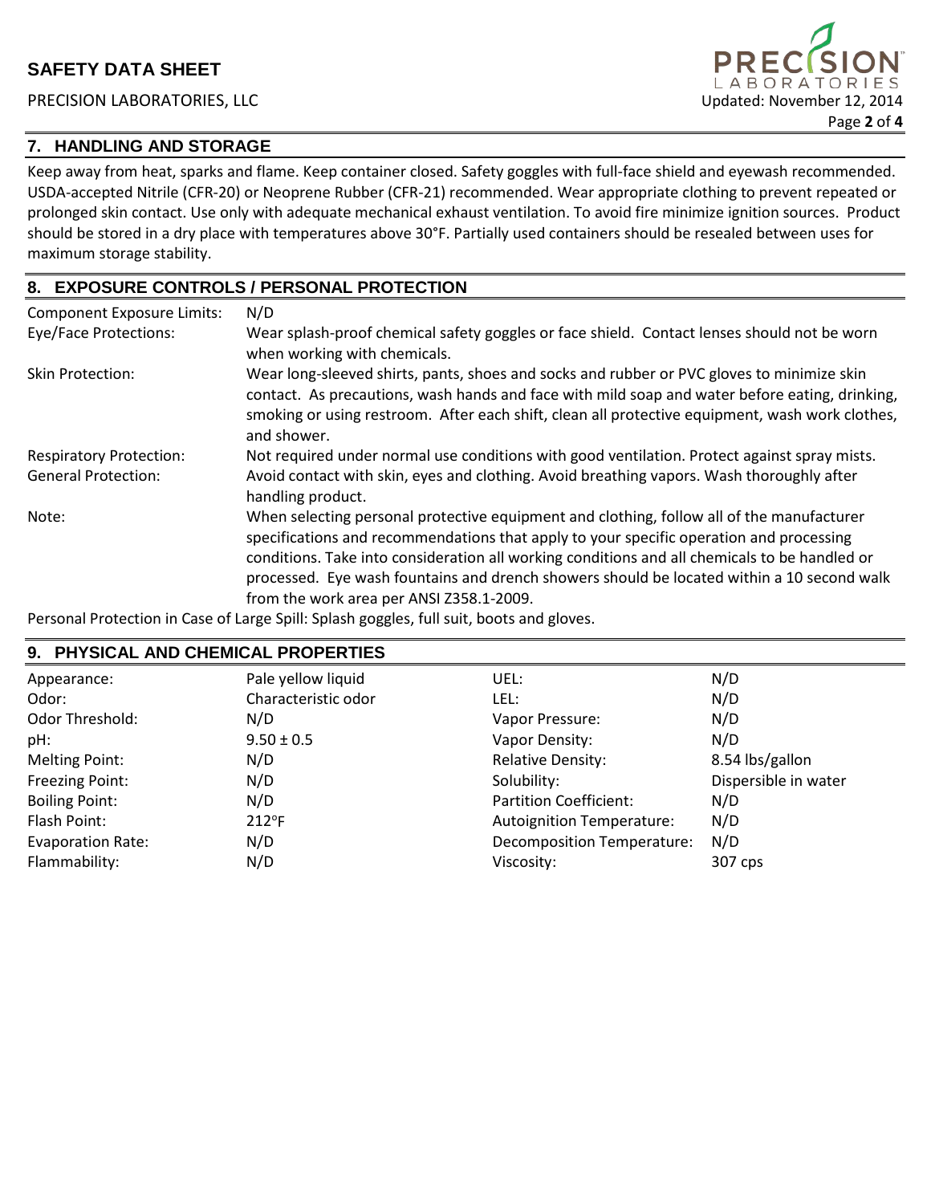## 7. HANDLING AND STORAGE

Keep away from heat, sparks and flame. Keep container closed. Safety goggles with full-face shield and eyewash recommended. USDA-accepted Nitrile (CFR-20) or Neoprene Rubber (CFR-21) recommended. Wear appropriate clothing to prevent repeated or prolonged skin contact. Use only with adequate mechanical exhaust ventilation. To avoid fire minimize ignition sources. Product should be stored in a dry place with temperatures above 30°F. Partially used containers should be resealed between uses for maximum storage stability.

## 8. EXPOSURE CONTROLS / PERSONAL PROTECTION

| | |
|---|---|
| Component Exposure Limits: | N/D |
| Eye/Face Protections: | Wear splash-proof chemical safety goggles or face shield. Contact lenses should not be worn when working with chemicals. |
| Skin Protection: | Wear long-sleeved shirts, pants, shoes and socks and rubber or PVC gloves to minimize skin contact. As precautions, wash hands and face with mild soap and water before eating, drinking, smoking or using restroom. After each shift, clean all protective equipment, wash work clothes, and shower. |
| Respiratory Protection: | Not required under normal use conditions with good ventilation. Protect against spray mists. |
| General Protection: | Avoid contact with skin, eyes and clothing. Avoid breathing vapors. Wash thoroughly after handling product. |
| Note: | When selecting personal protective equipment and clothing, follow all of the manufacturer specifications and recommendations that apply to your specific operation and processing conditions. Take into consideration all working conditions and all chemicals to be handled or processed. Eye wash fountains and drench showers should be located within a 10 second walk from the work area per ANSI Z358.1-2009. |

Personal Protection in Case of Large Spill: Splash goggles, full suit, boots and gloves.

## 9. PHYSICAL AND CHEMICAL PROPERTIES

| | | | |
|---|---|---|---|
| Appearance: | Pale yellow liquid | UEL: | N/D |
| Odor: | Characteristic odor | LEL: | N/D |
| Odor Threshold: | N/D | Vapor Pressure: | N/D |
| pH: | 9.50 ± 0.5 | Vapor Density: | N/D |
| Melting Point: | N/D | Relative Density: | 8.54 lbs/gallon |
| Freezing Point: | N/D | Solubility: | Dispersible in water |
| Boiling Point: | N/D | Partition Coefficient: | N/D |
| Flash Point: | 212°F | Autoignition Temperature: | N/D |
| Evaporation Rate: | N/D | Decomposition Temperature: | N/D |
| Flammability: | N/D | Viscosity: | 307 cps |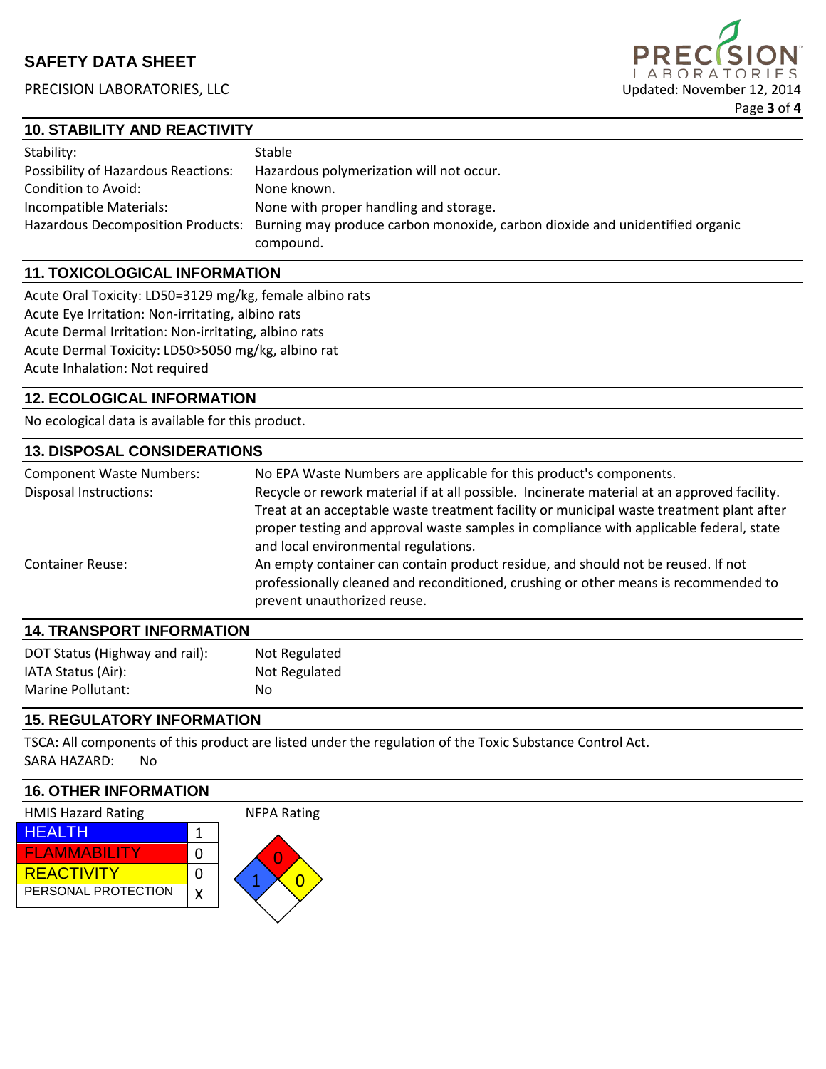## 10. STABILITY AND REACTIVITY

| | |
|---|---|
| Stability: | Stable |
| Possibility of Hazardous Reactions: | Hazardous polymerization will not occur. |
| Condition to Avoid: | None known. |
| Incompatible Materials: | None with proper handling and storage. |
| Hazardous Decomposition Products: | Burning may produce carbon monoxide, carbon dioxide and unidentified organic compound. |

## 11. TOXICOLOGICAL INFORMATION

Acute Oral Toxicity: LD50=3129 mg/kg, female albino rats
Acute Eye Irritation: Non-irritating, albino rats
Acute Dermal Irritation: Non-irritating, albino rats
Acute Dermal Toxicity: LD50>5050 mg/kg, albino rat
Acute Inhalation: Not required

## 12. ECOLOGICAL INFORMATION

No ecological data is available for this product.

## 13. DISPOSAL CONSIDERATIONS

| | |
|---|---|
| Component Waste Numbers: | No EPA Waste Numbers are applicable for this product's components. |
| Disposal Instructions: | Recycle or rework material if at all possible. Incinerate material at an approved facility. Treat at an acceptable waste treatment facility or municipal waste treatment plant after proper testing and approval waste samples in compliance with applicable federal, state and local environmental regulations. |
| Container Reuse: | An empty container can contain product residue, and should not be reused. If not professionally cleaned and reconditioned, crushing or other means is recommended to prevent unauthorized reuse. |

## 14. TRANSPORT INFORMATION

| | |
|---|---|
| DOT Status (Highway and rail): | Not Regulated |
| IATA Status (Air): | Not Regulated |
| Marine Pollutant: | No |

## 15. REGULATORY INFORMATION

TSCA: All components of this product are listed under the regulation of the Toxic Substance Control Act.
SARA HAZARD: No

## 16. OTHER INFORMATION

HMIS Hazard Rating

| | |
|---|---|
| HEALTH | 1 |
| FLAMMABILITY | 0 |
| REACTIVITY | 0 |
| PERSONAL PROTECTION | X |

NFPA Rating

| Health | Flammability | Reactivity | Special |
|---|---|---|---|
| 1 | 0 | 0 | |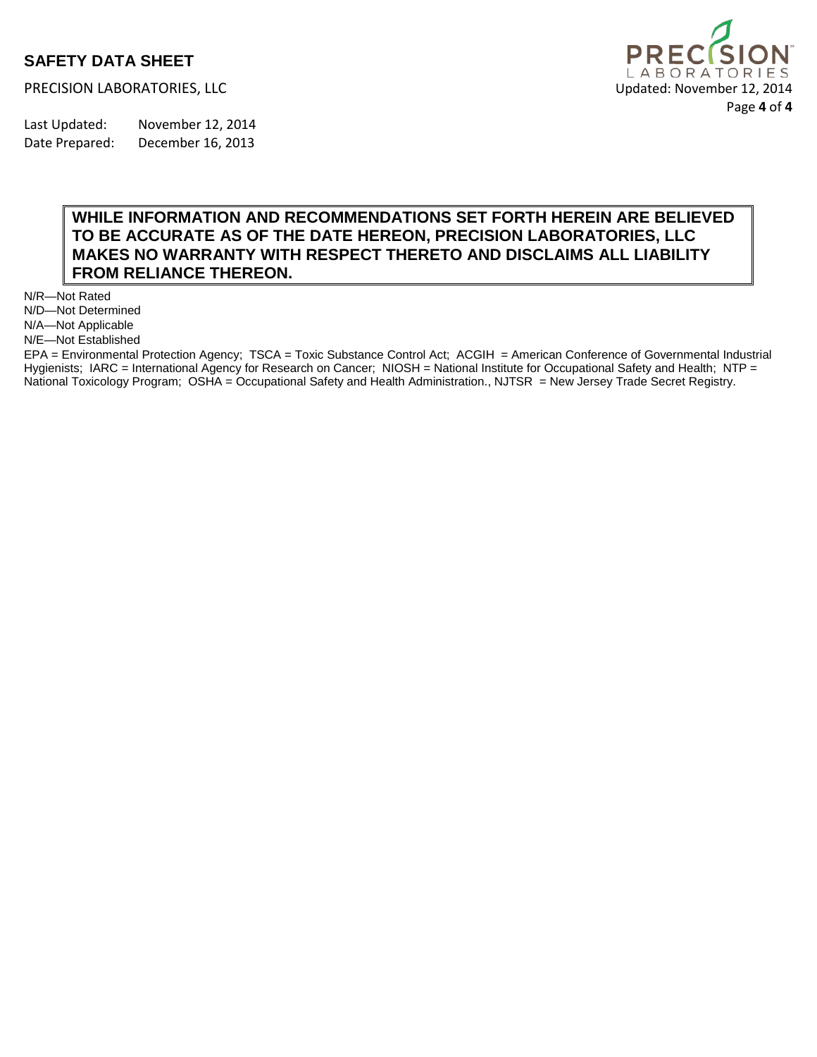Last Updated: November 12, 2014
Date Prepared: December 16, 2013

**WHILE INFORMATION AND RECOMMENDATIONS SET FORTH HEREIN ARE BELIEVED TO BE ACCURATE AS OF THE DATE HEREON, PRECISION LABORATORIES, LLC MAKES NO WARRANTY WITH RESPECT THERETO AND DISCLAIMS ALL LIABILITY FROM RELIANCE THEREON.**

N/R—Not Rated
N/D—Not Determined
N/A—Not Applicable
N/E—Not Established

EPA = Environmental Protection Agency; TSCA = Toxic Substance Control Act; ACGIH = American Conference of Governmental Industrial Hygienists; IARC = International Agency for Research on Cancer; NIOSH = National Institute for Occupational Safety and Health; NTP = National Toxicology Program; OSHA = Occupational Safety and Health Administration., NJTSR = New Jersey Trade Secret Registry.